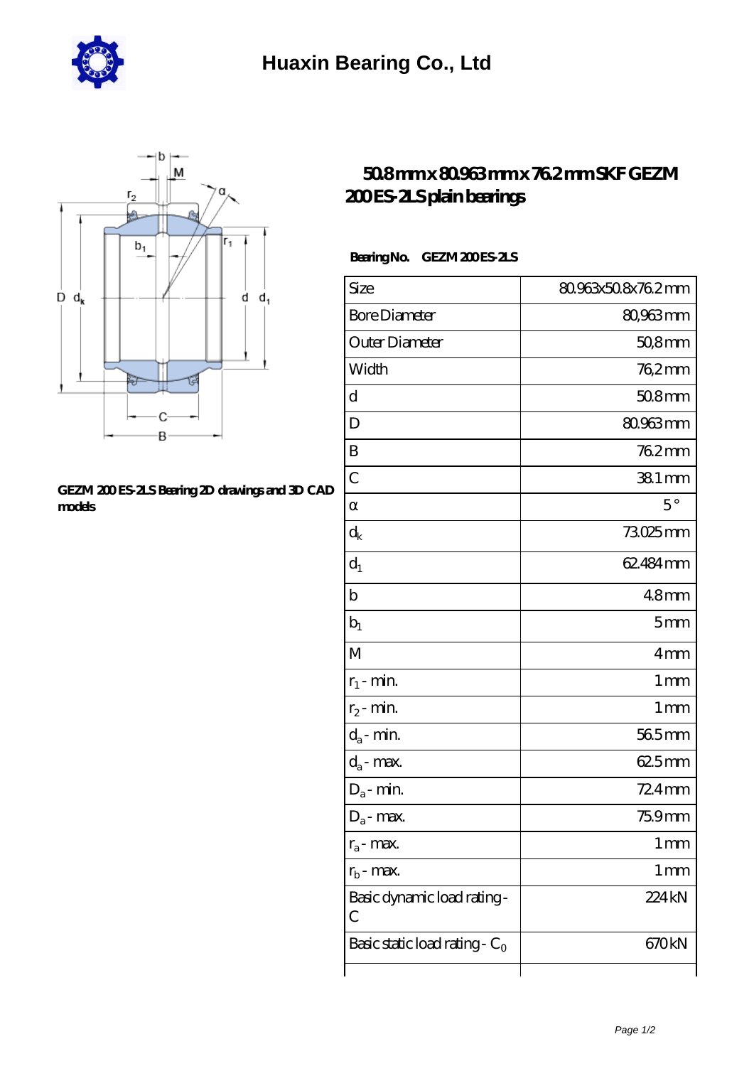# Huaxin Bearing Co., Ltd

GEZM 200 ES-2LS Bearing 2D drawings and 3D CAD models

## 50.8 mm x 80.963 mm x 76.2 mm SKF GEZM 200 ES-2LS plain bearings

**Bearing No.** GEZM 200 ES-2LS

| | |
|---|---|
| Size | 80.963x50.8x76.2 mm |
| Bore Diameter | 80,963 mm |
| Outer Diameter | 50,8 mm |
| Width | 76,2 mm |
| d | 50.8 mm |
| D | 80.963 mm |
| B | 76.2 mm |
| C | 38.1 mm |
| α | 5 ° |
| $d_k$ | 73.025 mm |
| $d_1$ | 62.484 mm |
| b | 4.8 mm |
| $b_1$ | 5 mm |
| M | 4 mm |
| $r_1$ - min. | 1 mm |
| $r_2$ - min. | 1 mm |
| $d_a$ - min. | 56.5 mm |
| $d_a$ - max. | 62.5 mm |
| $D_a$ - min. | 72.4 mm |
| $D_a$ - max. | 75.9 mm |
| $r_a$ - max. | 1 mm |
| $r_b$ - max. | 1 mm |
| Basic dynamic load rating - C | 224 kN |
| Basic static load rating - $C_0$ | 670 kN |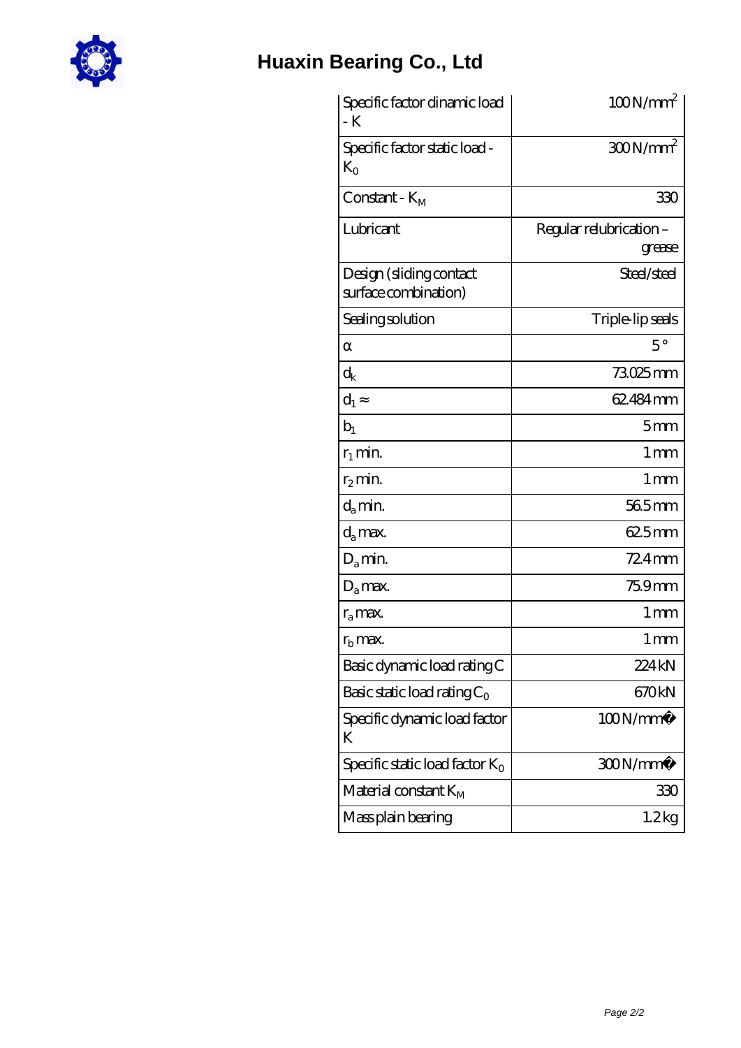# Huaxin Bearing Co., Ltd

| | |
|---|---|
| Specific factor dinamic load - K | 100 N/mm$^2$ |
| Specific factor static load - $K_0$ | 300 N/mm$^2$ |
| Constant - $K_M$ | 330 |
| Lubricant | Regular relubrication – grease |
| Design (sliding contact surface combination) | Steel/steel |
| Sealing solution | Triple-lip seals |
| α | 5 ° |
| $d_k$ | 73.025 mm |
| $d_1$ ≈ | 62.484 mm |
| $b_1$ | 5 mm |
| $r_1$ min. | 1 mm |
| $r_2$ min. | 1 mm |
| $d_a$ min. | 56.5 mm |
| $d_a$ max. | 62.5 mm |
| $D_a$ min. | 72.4 mm |
| $D_a$ max. | 75.9 mm |
| $r_a$ max. | 1 mm |
| $r_b$ max. | 1 mm |
| Basic dynamic load rating C | 224 kN |
| Basic static load rating $C_0$ | 670 kN |
| Specific dynamic load factor K | 100 N/mm� |
| Specific static load factor $K_0$ | 300 N/mm� |
| Material constant $K_M$ | 330 |
| Mass plain bearing | 1.2 kg |